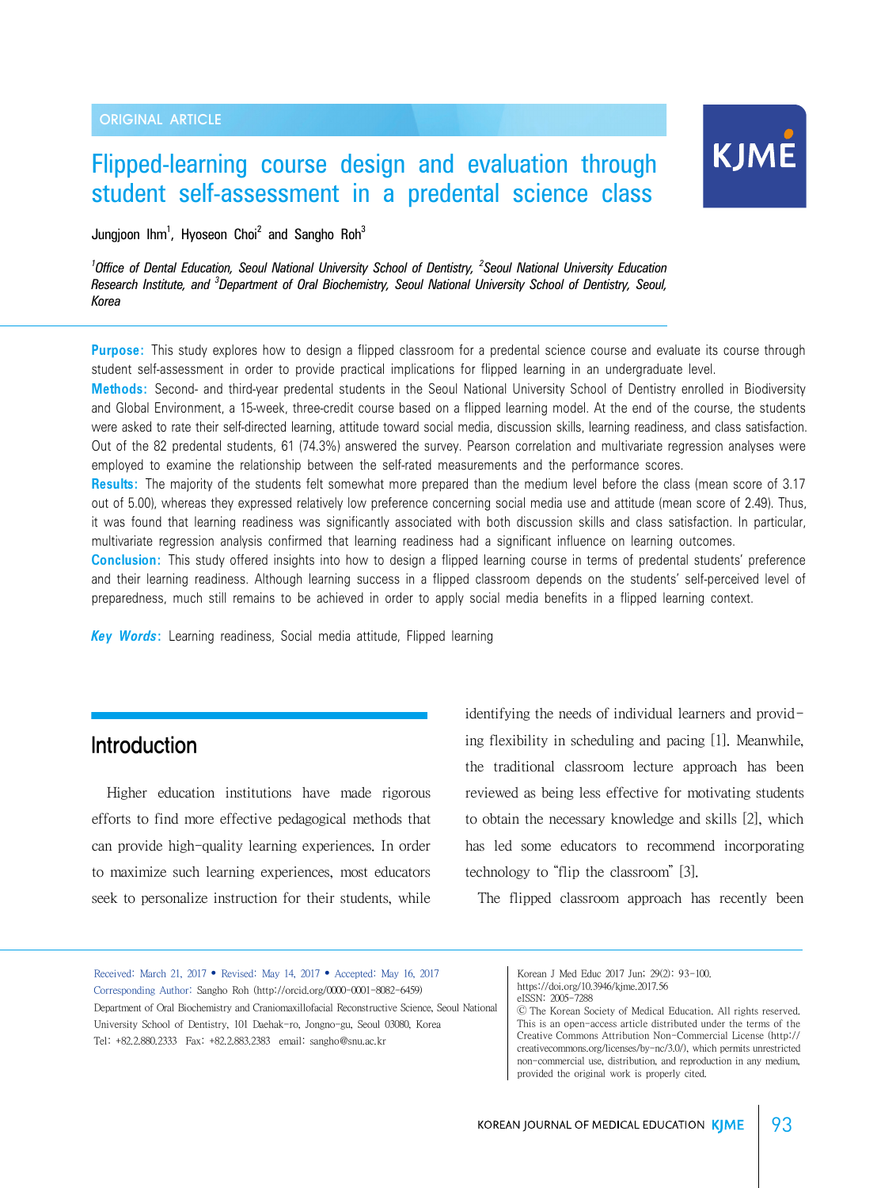ORIGINAL ARTICLE

# Flipped-learning course design and evaluation through student self-assessment in a predental science class

Jungjoon Ihm[1], Hyoseon Choi[2] and Sangho Roh[3]

*[1]Office of Dental Education, Seoul National University School of Dentistry, [2]Seoul National University Education Research Institute, and [3]Department of Oral Biochemistry, Seoul National University School of Dentistry, Seoul, Korea*

**Purpose:** This study explores how to design a flipped classroom for a predental science course and evaluate its course through student self-assessment in order to provide practical implications for flipped learning in an undergraduate level.

**Methods:** Second- and third-year predental students in the Seoul National University School of Dentistry enrolled in Biodiversity and Global Environment, a 15-week, three-credit course based on a flipped learning model. At the end of the course, the students were asked to rate their self-directed learning, attitude toward social media, discussion skills, learning readiness, and class satisfaction. Out of the 82 predental students, 61 (74.3%) answered the survey. Pearson correlation and multivariate regression analyses were employed to examine the relationship between the self-rated measurements and the performance scores.

**Results:** The majority of the students felt somewhat more prepared than the medium level before the class (mean score of 3.17 out of 5.00), whereas they expressed relatively low preference concerning social media use and attitude (mean score of 2.49). Thus, it was found that learning readiness was significantly associated with both discussion skills and class satisfaction. In particular, multivariate regression analysis confirmed that learning readiness had a significant influence on learning outcomes.

**Conclusion:** This study offered insights into how to design a flipped learning course in terms of predental students' preference and their learning readiness. Although learning success in a flipped classroom depends on the students' self-perceived level of preparedness, much still remains to be achieved in order to apply social media benefits in a flipped learning context.

***Key Words:*** Learning readiness, Social media attitude, Flipped learning

## Introduction

Higher education institutions have made rigorous efforts to find more effective pedagogical methods that can provide high-quality learning experiences. In order to maximize such learning experiences, most educators seek to personalize instruction for their students, while identifying the needs of individual learners and providing flexibility in scheduling and pacing [1]. Meanwhile, the traditional classroom lecture approach has been reviewed as being less effective for motivating students to obtain the necessary knowledge and skills [2], which has led some educators to recommend incorporating technology to "flip the classroom" [3].

The flipped classroom approach has recently been

Received: March 21, 2017 • Revised: May 14, 2017 • Accepted: May 16, 2017
Corresponding Author: Sangho Roh (http://orcid.org/0000-0001-8082-6459)
Department of Oral Biochemistry and Craniomaxillofacial Reconstructive Science, Seoul National University School of Dentistry, 101 Daehak-ro, Jongno-gu, Seoul 03080, Korea
Tel: +82.2.880.2333 Fax: +82.2.883.2383 email: sangho@snu.ac.kr

Korean J Med Educ 2017 Jun; 29(2): 93-100.
https://doi.org/10.3946/kjme.2017.56
eISSN: 2005-7288
© The Korean Society of Medical Education. All rights reserved.
This is an open-access article distributed under the terms of the Creative Commons Attribution Non-Commercial License (http://creativecommons.org/licenses/by-nc/3.0/), which permits unrestricted non-commercial use, distribution, and reproduction in any medium, provided the original work is properly cited.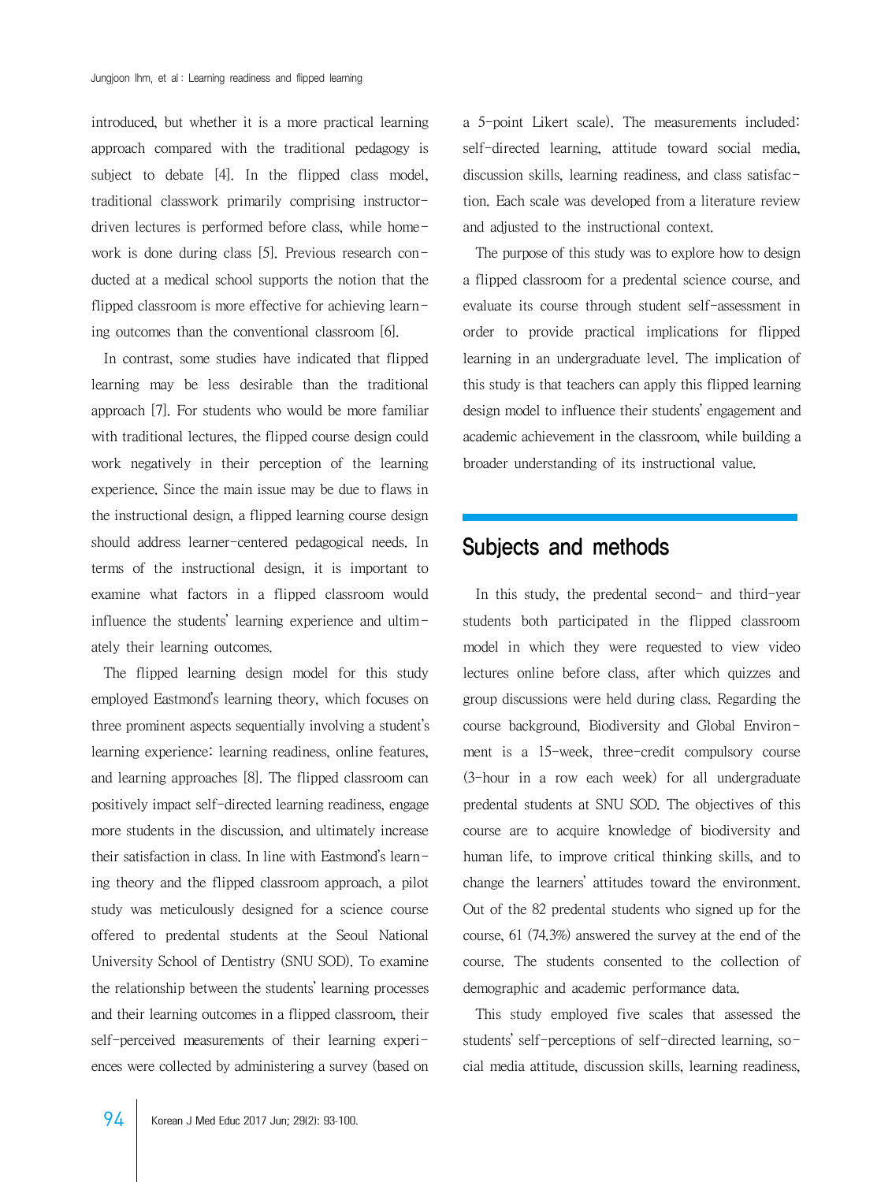introduced, but whether it is a more practical learning approach compared with the traditional pedagogy is subject to debate [4]. In the flipped class model, traditional classwork primarily comprising instructor-driven lectures is performed before class, while homework is done during class [5]. Previous research conducted at a medical school supports the notion that the flipped classroom is more effective for achieving learning outcomes than the conventional classroom [6].

In contrast, some studies have indicated that flipped learning may be less desirable than the traditional approach [7]. For students who would be more familiar with traditional lectures, the flipped course design could work negatively in their perception of the learning experience. Since the main issue may be due to flaws in the instructional design, a flipped learning course design should address learner-centered pedagogical needs. In terms of the instructional design, it is important to examine what factors in a flipped classroom would influence the students' learning experience and ultimately their learning outcomes.

The flipped learning design model for this study employed Eastmond's learning theory, which focuses on three prominent aspects sequentially involving a student's learning experience: learning readiness, online features, and learning approaches [8]. The flipped classroom can positively impact self-directed learning readiness, engage more students in the discussion, and ultimately increase their satisfaction in class. In line with Eastmond's learning theory and the flipped classroom approach, a pilot study was meticulously designed for a science course offered to predental students at the Seoul National University School of Dentistry (SNU SOD). To examine the relationship between the students' learning processes and their learning outcomes in a flipped classroom, their self-perceived measurements of their learning experiences were collected by administering a survey (based on a 5-point Likert scale). The measurements included: self-directed learning, attitude toward social media, discussion skills, learning readiness, and class satisfaction. Each scale was developed from a literature review and adjusted to the instructional context.

The purpose of this study was to explore how to design a flipped classroom for a predental science course, and evaluate its course through student self-assessment in order to provide practical implications for flipped learning in an undergraduate level. The implication of this study is that teachers can apply this flipped learning design model to influence their students' engagement and academic achievement in the classroom, while building a broader understanding of its instructional value.

## Subjects and methods

In this study, the predental second- and third-year students both participated in the flipped classroom model in which they were requested to view video lectures online before class, after which quizzes and group discussions were held during class. Regarding the course background, Biodiversity and Global Environment is a 15-week, three-credit compulsory course (3-hour in a row each week) for all undergraduate predental students at SNU SOD. The objectives of this course are to acquire knowledge of biodiversity and human life, to improve critical thinking skills, and to change the learners' attitudes toward the environment. Out of the 82 predental students who signed up for the course, 61 (74.3%) answered the survey at the end of the course. The students consented to the collection of demographic and academic performance data.

This study employed five scales that assessed the students' self-perceptions of self-directed learning, social media attitude, discussion skills, learning readiness,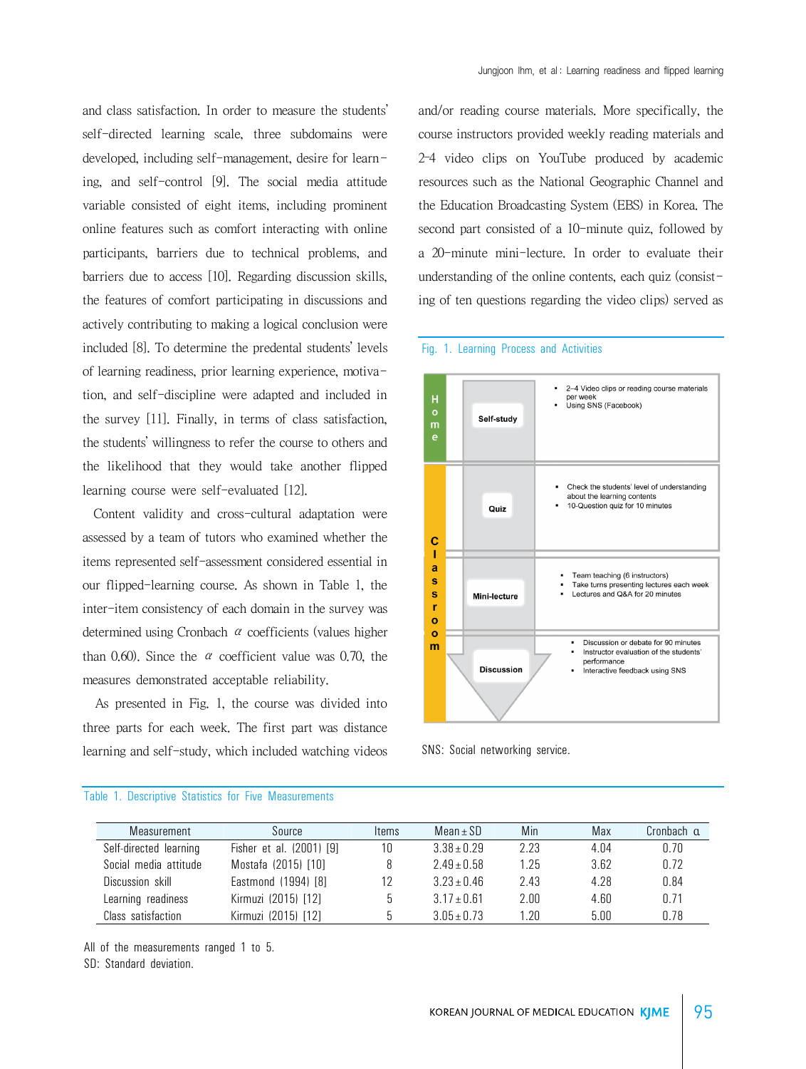and class satisfaction. In order to measure the students' self-directed learning scale, three subdomains were developed, including self-management, desire for learning, and self-control [9]. The social media attitude variable consisted of eight items, including prominent online features such as comfort interacting with online participants, barriers due to technical problems, and barriers due to access [10]. Regarding discussion skills, the features of comfort participating in discussions and actively contributing to making a logical conclusion were included [8]. To determine the predental students' levels of learning readiness, prior learning experience, motivation, and self-discipline were adapted and included in the survey [11]. Finally, in terms of class satisfaction, the students' willingness to refer the course to others and the likelihood that they would take another flipped learning course were self-evaluated [12].

Content validity and cross-cultural adaptation were assessed by a team of tutors who examined whether the items represented self-assessment considered essential in our flipped-learning course. As shown in Table 1, the inter-item consistency of each domain in the survey was determined using Cronbach $\alpha$ coefficients (values higher than 0.60). Since the $\alpha$ coefficient value was 0.70, the measures demonstrated acceptable reliability.

As presented in Fig. 1, the course was divided into three parts for each week. The first part was distance learning and self-study, which included watching videos and/or reading course materials. More specifically, the course instructors provided weekly reading materials and 2-4 video clips on YouTube produced by academic resources such as the National Geographic Channel and the Education Broadcasting System (EBS) in Korea. The second part consisted of a 10-minute quiz, followed by a 20-minute mini-lecture. In order to evaluate their understanding of the online contents, each quiz (consisting of ten questions regarding the video clips) served as

Fig. 1. Learning Process and Activities

| | Stage | Activities |
|---|---|---|
| Home | Self-study | 2–4 Video clips or reading course materials per week; Using SNS (Facebook) |
| Classroom | Quiz | Check the students' level of understanding about the learning contents; 10-Question quiz for 10 minutes |
| Classroom | Mini-lecture | Team teaching (6 instructors); Take turns presenting lectures each week; Lectures and Q&A for 20 minutes |
| Classroom | Discussion | Discussion or debate for 90 minutes; Instructor evaluation of the students' performance; Interactive feedback using SNS |

SNS: Social networking service.

Table 1. Descriptive Statistics for Five Measurements

| Measurement | Source | Items | Mean±SD | Min | Max | Cronbach α |
|---|---|---|---|---|---|---|
| Self-directed learning | Fisher et al. (2001) [9] | 10 | 3.38±0.29 | 2.23 | 4.04 | 0.70 |
| Social media attitude | Mostafa (2015) [10] | 8 | 2.49±0.58 | 1.25 | 3.62 | 0.72 |
| Discussion skill | Eastmond (1994) [8] | 12 | 3.23±0.46 | 2.43 | 4.28 | 0.84 |
| Learning readiness | Kirmuzi (2015) [12] | 5 | 3.17±0.61 | 2.00 | 4.60 | 0.71 |
| Class satisfaction | Kirmuzi (2015) [12] | 5 | 3.05±0.73 | 1.20 | 5.00 | 0.78 |

All of the measurements ranged 1 to 5.
SD: Standard deviation.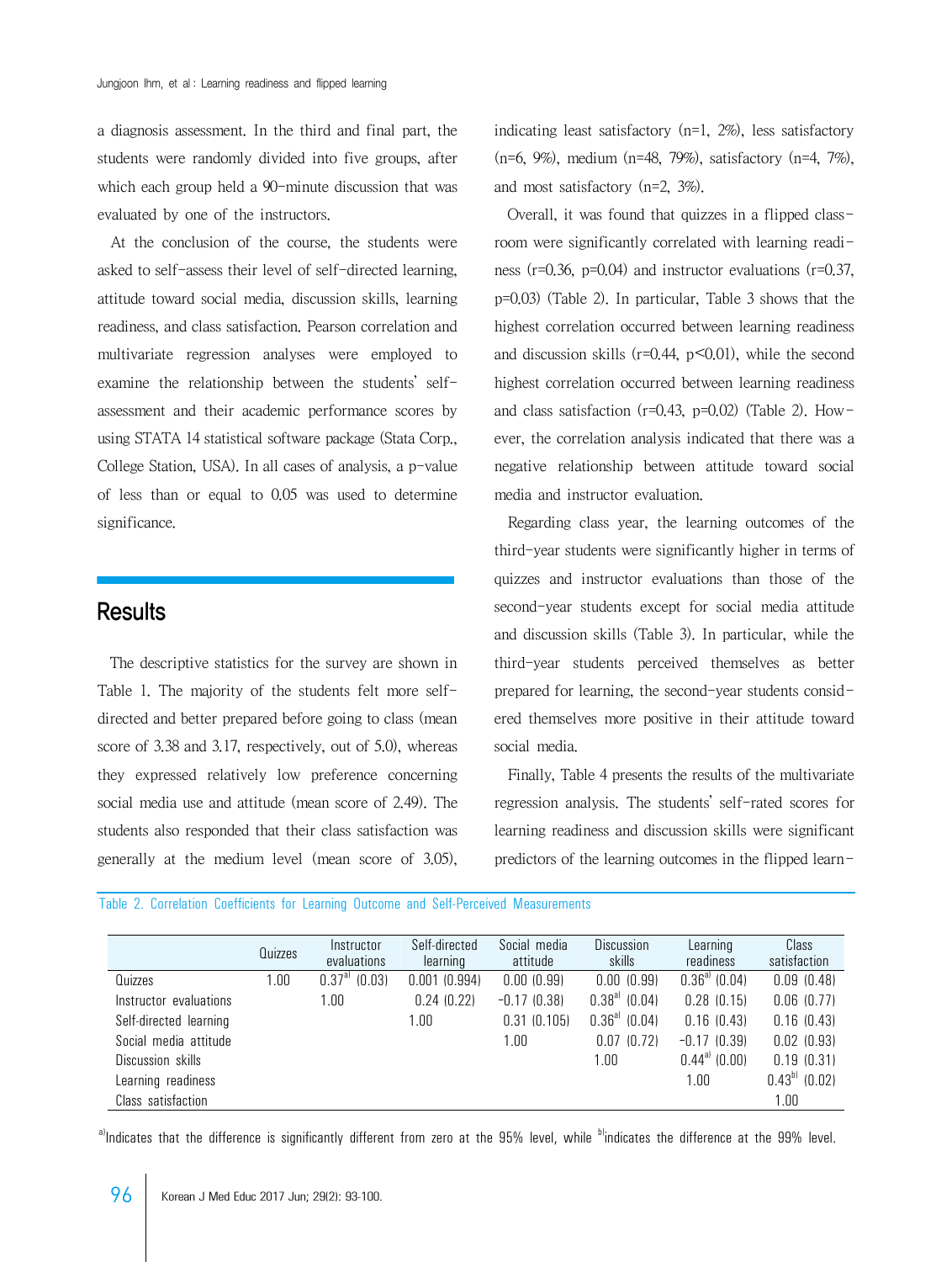a diagnosis assessment. In the third and final part, the students were randomly divided into five groups, after which each group held a 90-minute discussion that was evaluated by one of the instructors.

At the conclusion of the course, the students were asked to self-assess their level of self-directed learning, attitude toward social media, discussion skills, learning readiness, and class satisfaction. Pearson correlation and multivariate regression analyses were employed to examine the relationship between the students' self-assessment and their academic performance scores by using STATA 14 statistical software package (Stata Corp., College Station, USA). In all cases of analysis, a p-value of less than or equal to 0.05 was used to determine significance.

## Results

The descriptive statistics for the survey are shown in Table 1. The majority of the students felt more self-directed and better prepared before going to class (mean score of 3.38 and 3.17, respectively, out of 5.0), whereas they expressed relatively low preference concerning social media use and attitude (mean score of 2.49). The students also responded that their class satisfaction was generally at the medium level (mean score of 3.05), indicating least satisfactory (n=1, 2%), less satisfactory (n=6, 9%), medium (n=48, 79%), satisfactory (n=4, 7%), and most satisfactory (n=2, 3%).

Overall, it was found that quizzes in a flipped classroom were significantly correlated with learning readiness (r=0.36, p=0.04) and instructor evaluations (r=0.37, p=0.03) (Table 2). In particular, Table 3 shows that the highest correlation occurred between learning readiness and discussion skills (r=0.44, p<0.01), while the second highest correlation occurred between learning readiness and class satisfaction (r=0.43, p=0.02) (Table 2). However, the correlation analysis indicated that there was a negative relationship between attitude toward social media and instructor evaluation.

Regarding class year, the learning outcomes of the third-year students were significantly higher in terms of quizzes and instructor evaluations than those of the second-year students except for social media attitude and discussion skills (Table 3). In particular, while the third-year students perceived themselves as better prepared for learning, the second-year students considered themselves more positive in their attitude toward social media.

Finally, Table 4 presents the results of the multivariate regression analysis. The students' self-rated scores for learning readiness and discussion skills were significant predictors of the learning outcomes in the flipped learn-

Table 2. Correlation Coefficients for Learning Outcome and Self-Perceived Measurements

| | Quizzes | Instructor evaluations | Self-directed learning | Social media attitude | Discussion skills | Learning readiness | Class satisfaction |
|---|---|---|---|---|---|---|---|
| Quizzes | 1.00 | 0.37[a] (0.03) | 0.001 (0.994) | 0.00 (0.99) | 0.00 (0.99) | 0.36[a] (0.04) | 0.09 (0.48) |
| Instructor evaluations | | 1.00 | 0.24 (0.22) | −0.17 (0.38) | 0.38[a] (0.04) | 0.28 (0.15) | 0.06 (0.77) |
| Self-directed learning | | | 1.00 | 0.31 (0.105) | 0.36[a] (0.04) | 0.16 (0.43) | 0.16 (0.43) |
| Social media attitude | | | | 1.00 | 0.07 (0.72) | −0.17 (0.39) | 0.02 (0.93) |
| Discussion skills | | | | | 1.00 | 0.44[a] (0.00) | 0.19 (0.31) |
| Learning readiness | | | | | | 1.00 | 0.43[b] (0.02) |
| Class satisfaction | | | | | | | 1.00 |

[a]Indicates that the difference is significantly different from zero at the 95% level, while [b]indicates the difference at the 99% level.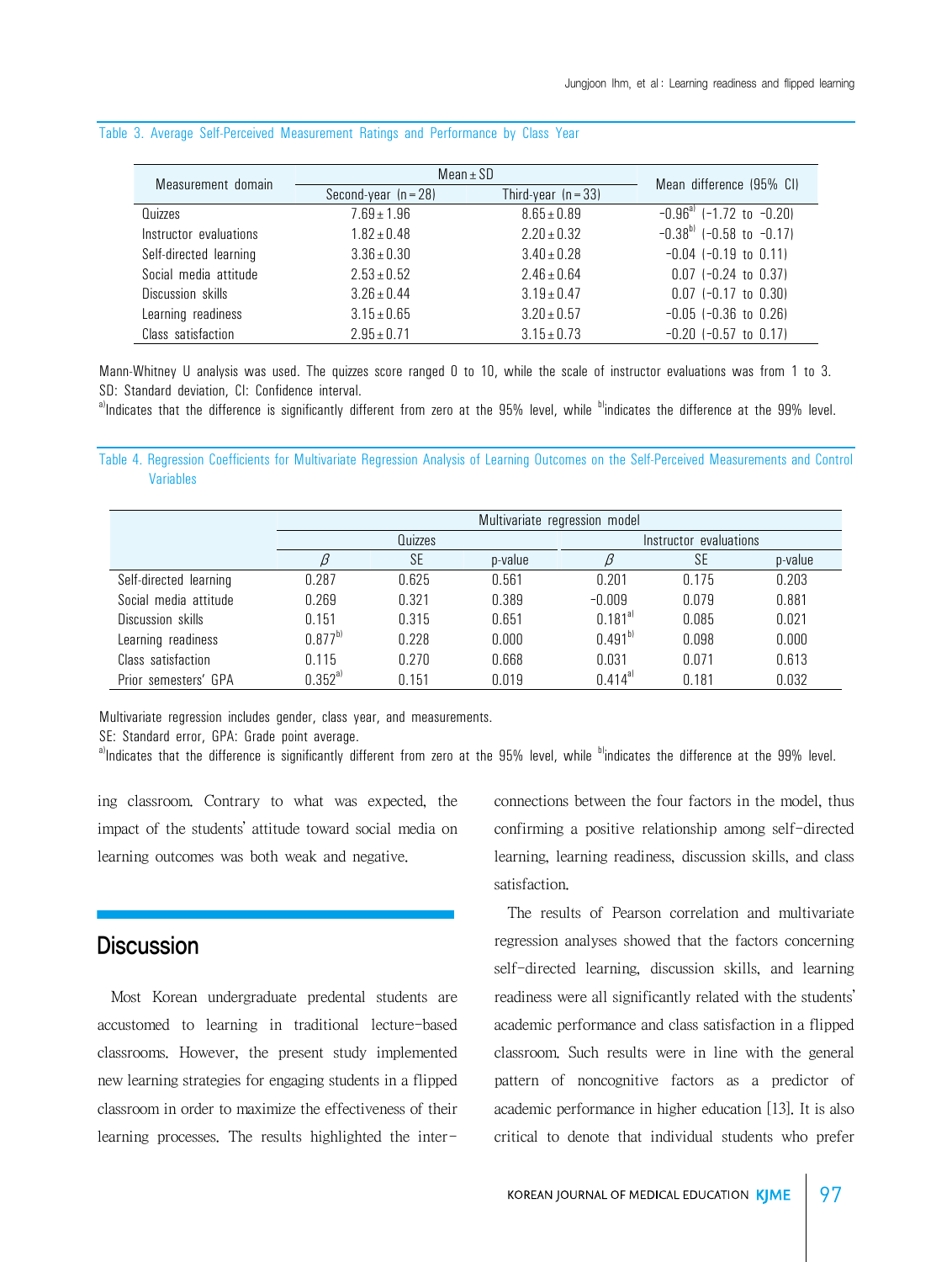Table 3. Average Self-Perceived Measurement Ratings and Performance by Class Year

| Measurement domain | Mean ± SD | | Mean difference (95% CI) |
|---|---|---|---|
| | Second-year (n=28) | Third-year (n=33) | |
| Quizzes | 7.69±1.96 | 8.65±0.89 | -0.96[a] (-1.72 to -0.20) |
| Instructor evaluations | 1.82±0.48 | 2.20±0.32 | -0.38[b] (-0.58 to -0.17) |
| Self-directed learning | 3.36±0.30 | 3.40±0.28 | -0.04 (-0.19 to 0.11) |
| Social media attitude | 2.53±0.52 | 2.46±0.64 | 0.07 (-0.24 to 0.37) |
| Discussion skills | 3.26±0.44 | 3.19±0.47 | 0.07 (-0.17 to 0.30) |
| Learning readiness | 3.15±0.65 | 3.20±0.57 | -0.05 (-0.36 to 0.26) |
| Class satisfaction | 2.95±0.71 | 3.15±0.73 | -0.20 (-0.57 to 0.17) |

Mann-Whitney U analysis was used. The quizzes score ranged 0 to 10, while the scale of instructor evaluations was from 1 to 3.
SD: Standard deviation, CI: Confidence interval.
[a]Indicates that the difference is significantly different from zero at the 95% level, while [b]indicates the difference at the 99% level.

Table 4. Regression Coefficients for Multivariate Regression Analysis of Learning Outcomes on the Self-Perceived Measurements and Control Variables

| | Multivariate regression model | | | | | |
|---|---|---|---|---|---|---|
| | Quizzes | | | Instructor evaluations | | |
| | $\beta$ | SE | p-value | $\beta$ | SE | p-value |
| Self-directed learning | 0.287 | 0.625 | 0.561 | 0.201 | 0.175 | 0.203 |
| Social media attitude | 0.269 | 0.321 | 0.389 | -0.009 | 0.079 | 0.881 |
| Discussion skills | 0.151 | 0.315 | 0.651 | 0.181[a] | 0.085 | 0.021 |
| Learning readiness | 0.877[b] | 0.228 | 0.000 | 0.491[b] | 0.098 | 0.000 |
| Class satisfaction | 0.115 | 0.270 | 0.668 | 0.031 | 0.071 | 0.613 |
| Prior semesters' GPA | 0.352[a] | 0.151 | 0.019 | 0.414[a] | 0.181 | 0.032 |

Multivariate regression includes gender, class year, and measurements.
SE: Standard error, GPA: Grade point average.
[a]Indicates that the difference is significantly different from zero at the 95% level, while [b]indicates the difference at the 99% level.

ing classroom. Contrary to what was expected, the impact of the students' attitude toward social media on learning outcomes was both weak and negative.

## Discussion

Most Korean undergraduate predental students are accustomed to learning in traditional lecture-based classrooms. However, the present study implemented new learning strategies for engaging students in a flipped classroom in order to maximize the effectiveness of their learning processes. The results highlighted the inter-connections between the four factors in the model, thus confirming a positive relationship among self-directed learning, learning readiness, discussion skills, and class satisfaction.

The results of Pearson correlation and multivariate regression analyses showed that the factors concerning self-directed learning, discussion skills, and learning readiness were all significantly related with the students' academic performance and class satisfaction in a flipped classroom. Such results were in line with the general pattern of noncognitive factors as a predictor of academic performance in higher education [13]. It is also critical to denote that individual students who prefer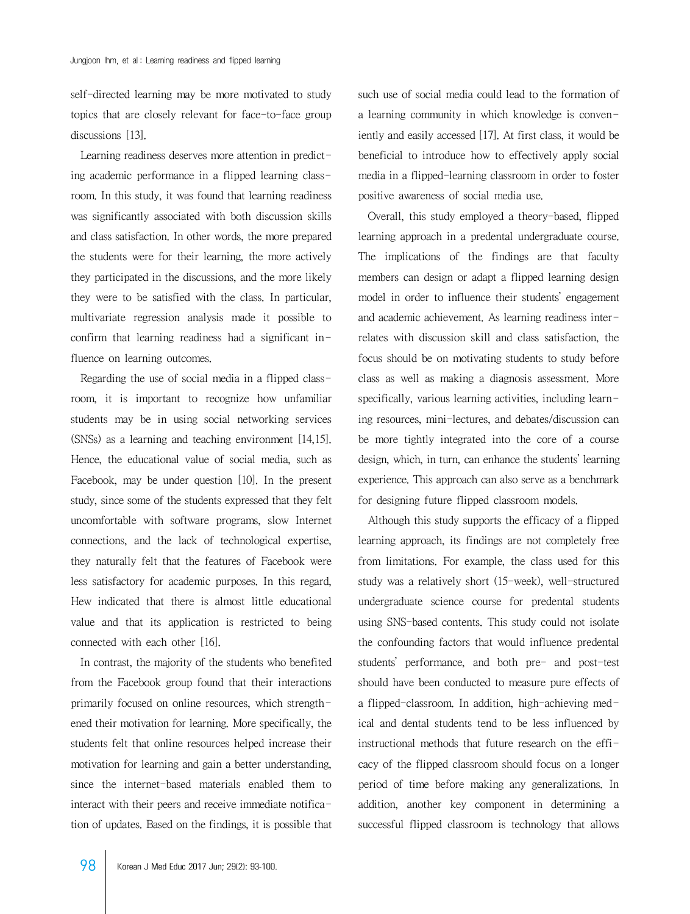self-directed learning may be more motivated to study topics that are closely relevant for face-to-face group discussions [13].

Learning readiness deserves more attention in predicting academic performance in a flipped learning classroom. In this study, it was found that learning readiness was significantly associated with both discussion skills and class satisfaction. In other words, the more prepared the students were for their learning, the more actively they participated in the discussions, and the more likely they were to be satisfied with the class. In particular, multivariate regression analysis made it possible to confirm that learning readiness had a significant influence on learning outcomes.

Regarding the use of social media in a flipped classroom, it is important to recognize how unfamiliar students may be in using social networking services (SNSs) as a learning and teaching environment [14,15]. Hence, the educational value of social media, such as Facebook, may be under question [10]. In the present study, since some of the students expressed that they felt uncomfortable with software programs, slow Internet connections, and the lack of technological expertise, they naturally felt that the features of Facebook were less satisfactory for academic purposes. In this regard, Hew indicated that there is almost little educational value and that its application is restricted to being connected with each other [16].

In contrast, the majority of the students who benefited from the Facebook group found that their interactions primarily focused on online resources, which strengthened their motivation for learning. More specifically, the students felt that online resources helped increase their motivation for learning and gain a better understanding, since the internet-based materials enabled them to interact with their peers and receive immediate notification of updates. Based on the findings, it is possible that such use of social media could lead to the formation of a learning community in which knowledge is conveniently and easily accessed [17]. At first class, it would be beneficial to introduce how to effectively apply social media in a flipped-learning classroom in order to foster positive awareness of social media use.

Overall, this study employed a theory-based, flipped learning approach in a predental undergraduate course. The implications of the findings are that faculty members can design or adapt a flipped learning design model in order to influence their students' engagement and academic achievement. As learning readiness interrelates with discussion skill and class satisfaction, the focus should be on motivating students to study before class as well as making a diagnosis assessment. More specifically, various learning activities, including learning resources, mini-lectures, and debates/discussion can be more tightly integrated into the core of a course design, which, in turn, can enhance the students' learning experience. This approach can also serve as a benchmark for designing future flipped classroom models.

Although this study supports the efficacy of a flipped learning approach, its findings are not completely free from limitations. For example, the class used for this study was a relatively short (15-week), well-structured undergraduate science course for predental students using SNS-based contents. This study could not isolate the confounding factors that would influence predental students' performance, and both pre- and post-test should have been conducted to measure pure effects of a flipped-classroom. In addition, high-achieving medical and dental students tend to be less influenced by instructional methods that future research on the efficacy of the flipped classroom should focus on a longer period of time before making any generalizations. In addition, another key component in determining a successful flipped classroom is technology that allows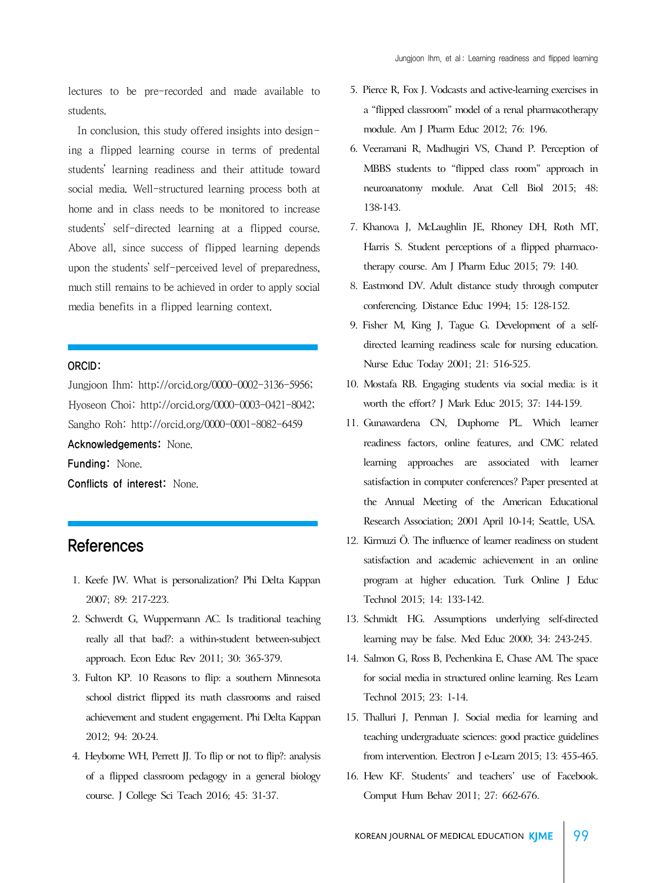lectures to be pre-recorded and made available to students.

In conclusion, this study offered insights into designing a flipped learning course in terms of predental students' learning readiness and their attitude toward social media. Well-structured learning process both at home and in class needs to be monitored to increase students' self-directed learning at a flipped course. Above all, since success of flipped learning depends upon the students' self-perceived level of preparedness, much still remains to be achieved in order to apply social media benefits in a flipped learning context.

**ORCID:**
Jungjoon Ihm: http://orcid.org/0000-0002-3136-5956; Hyoseon Choi: http://orcid.org/0000-0003-0421-8042; Sangho Roh: http://orcid.org/0000-0001-8082-6459

**Acknowledgements:** None.

**Funding:** None.

**Conflicts of interest:** None.

# References

1. Keefe JW. What is personalization? Phi Delta Kappan 2007; 89: 217-223.
2. Schwerdt G, Wuppermann AC. Is traditional teaching really all that bad?: a within-student between-subject approach. Econ Educ Rev 2011; 30: 365-379.
3. Fulton KP. 10 Reasons to flip: a southern Minnesota school district flipped its math classrooms and raised achievement and student engagement. Phi Delta Kappan 2012; 94: 20-24.
4. Heyborne WH, Perrett JJ. To flip or not to flip?: analysis of a flipped classroom pedagogy in a general biology course. J College Sci Teach 2016; 45: 31-37.
5. Pierce R, Fox J. Vodcasts and active-learning exercises in a "flipped classroom" model of a renal pharmacotherapy module. Am J Pharm Educ 2012; 76: 196.
6. Veeramani R, Madhugiri VS, Chand P. Perception of MBBS students to "flipped class room" approach in neuroanatomy module. Anat Cell Biol 2015; 48: 138-143.
7. Khanova J, McLaughlin JE, Rhoney DH, Roth MT, Harris S. Student perceptions of a flipped pharmacotherapy course. Am J Pharm Educ 2015; 79: 140.
8. Eastmond DV. Adult distance study through computer conferencing. Distance Educ 1994; 15: 128-152.
9. Fisher M, King J, Tague G. Development of a self-directed learning readiness scale for nursing education. Nurse Educ Today 2001; 21: 516-525.
10. Mostafa RB. Engaging students via social media: is it worth the effort? J Mark Educ 2015; 37: 144-159.
11. Gunawardena CN, Duphorne PL. Which learner readiness factors, online features, and CMC related learning approaches are associated with learner satisfaction in computer conferences? Paper presented at the Annual Meeting of the American Educational Research Association; 2001 April 10-14; Seattle, USA.
12. Kirmuzi Ö. The influence of learner readiness on student satisfaction and academic achievement in an online program at higher education. Turk Online J Educ Technol 2015; 14: 133-142.
13. Schmidt HG. Assumptions underlying self-directed learning may be false. Med Educ 2000; 34: 243-245.
14. Salmon G, Ross B, Pechenkina E, Chase AM. The space for social media in structured online learning. Res Learn Technol 2015; 23: 1-14.
15. Thalluri J, Penman J. Social media for learning and teaching undergraduate sciences: good practice guidelines from intervention. Electron J e-Learn 2015; 13: 455-465.
16. Hew KF. Students' and teachers' use of Facebook. Comput Hum Behav 2011; 27: 662-676.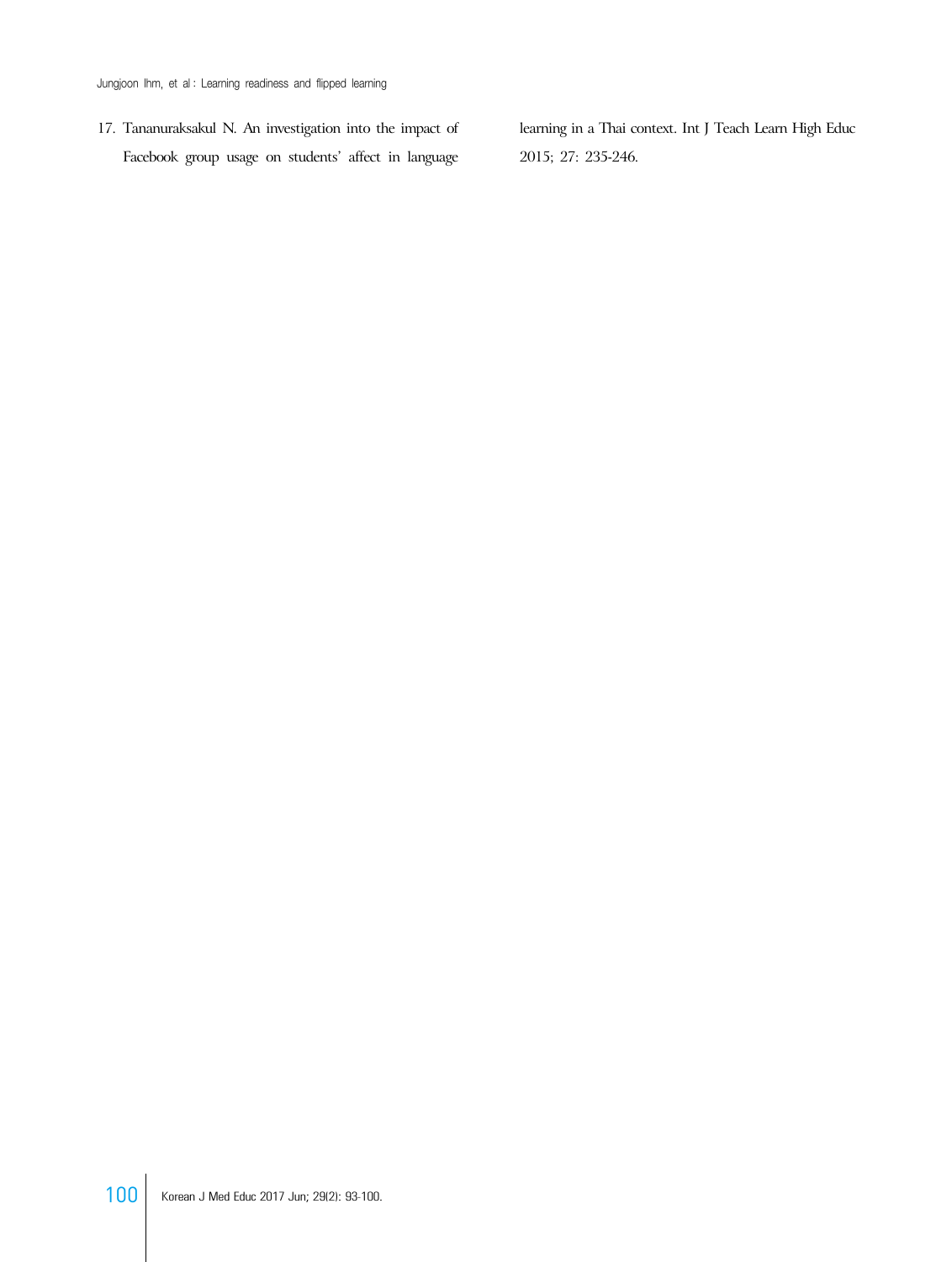17. Tananuraksakul N. An investigation into the impact of Facebook group usage on students' affect in language learning in a Thai context. Int J Teach Learn High Educ 2015; 27: 235-246.